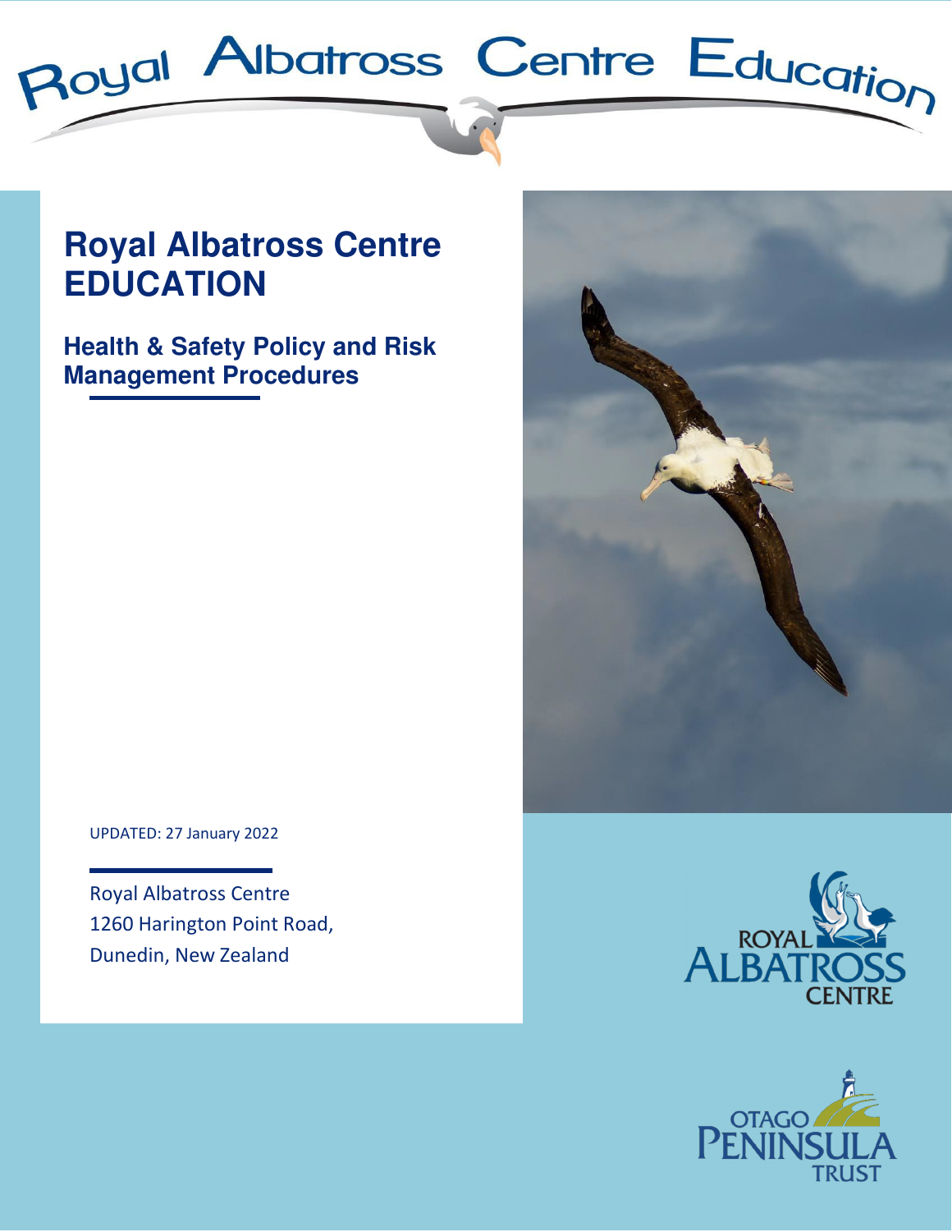Royal Albatross Centre Education

# Royal Albatross Centre EDUCATION

## Health & Safety Policy and Risk Management Procedures

UPDATED: 27 January 2022

Royal Albatross Centre
1260 Harington Point Road,
Dunedin, New Zealand

ROYAL ALBATROSS CENTRE

OTAGO PENINSULA TRUST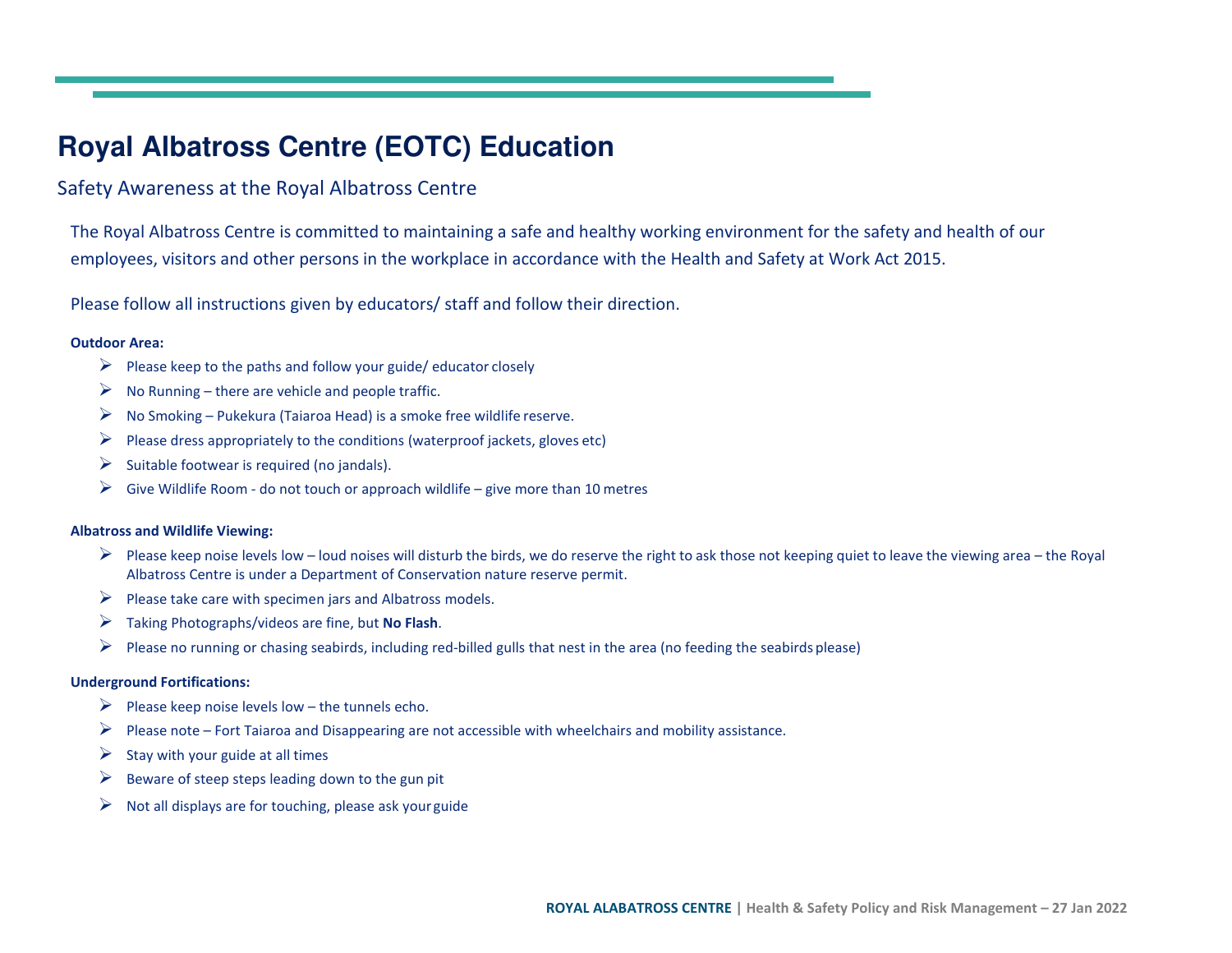# Royal Albatross Centre (EOTC) Education

## Safety Awareness at the Royal Albatross Centre

The Royal Albatross Centre is committed to maintaining a safe and healthy working environment for the safety and health of our employees, visitors and other persons in the workplace in accordance with the Health and Safety at Work Act 2015.

Please follow all instructions given by educators/ staff and follow their direction.

**Outdoor Area:**

- Please keep to the paths and follow your guide/ educator closely
- No Running – there are vehicle and people traffic.
- No Smoking – Pukekura (Taiaroa Head) is a smoke free wildlife reserve.
- Please dress appropriately to the conditions (waterproof jackets, gloves etc)
- Suitable footwear is required (no jandals).
- Give Wildlife Room - do not touch or approach wildlife – give more than 10 metres

**Albatross and Wildlife Viewing:**

- Please keep noise levels low – loud noises will disturb the birds, we do reserve the right to ask those not keeping quiet to leave the viewing area – the Royal Albatross Centre is under a Department of Conservation nature reserve permit.
- Please take care with specimen jars and Albatross models.
- Taking Photographs/videos are fine, but **No Flash**.
- Please no running or chasing seabirds, including red-billed gulls that nest in the area (no feeding the seabirds please)

**Underground Fortifications:**

- Please keep noise levels low – the tunnels echo.
- Please note – Fort Taiaroa and Disappearing are not accessible with wheelchairs and mobility assistance.
- Stay with your guide at all times
- Beware of steep steps leading down to the gun pit
- Not all displays are for touching, please ask your guide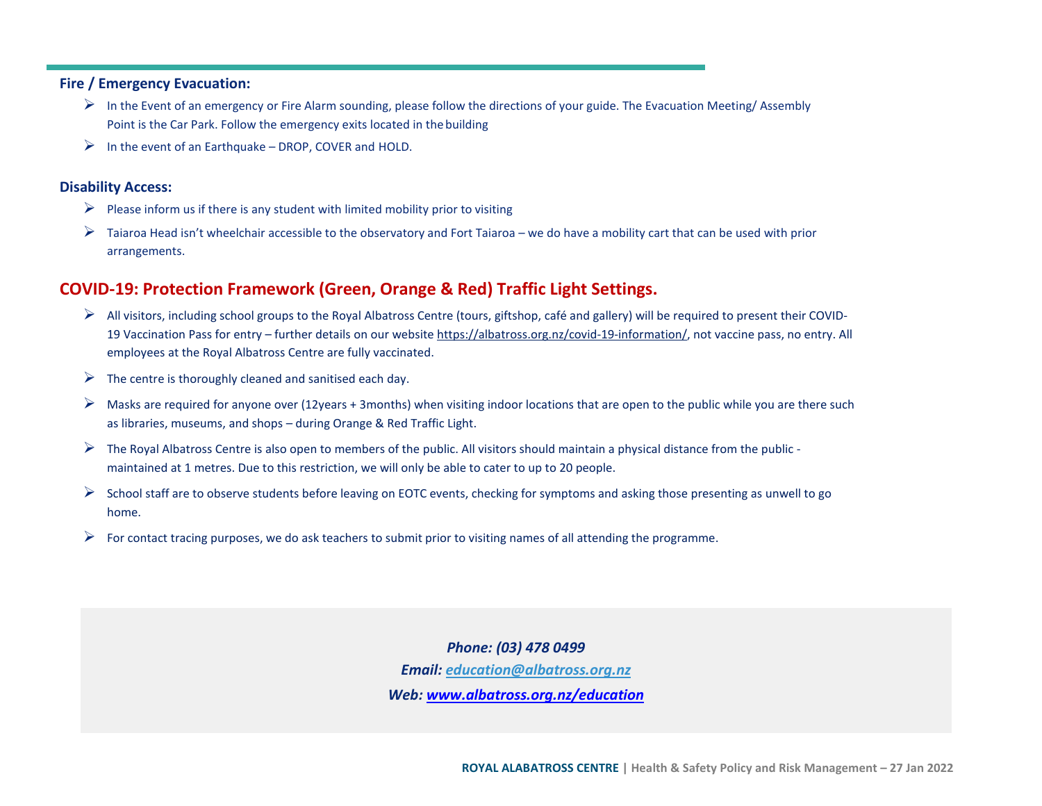## Fire / Emergency Evacuation:

- In the Event of an emergency or Fire Alarm sounding, please follow the directions of your guide. The Evacuation Meeting/ Assembly Point is the Car Park. Follow the emergency exits located in the building
- In the event of an Earthquake – DROP, COVER and HOLD.

## Disability Access:

- Please inform us if there is any student with limited mobility prior to visiting
- Taiaroa Head isn't wheelchair accessible to the observatory and Fort Taiaroa – we do have a mobility cart that can be used with prior arrangements.

## COVID-19: Protection Framework (Green, Orange & Red) Traffic Light Settings.

- All visitors, including school groups to the Royal Albatross Centre (tours, giftshop, café and gallery) will be required to present their COVID-19 Vaccination Pass for entry – further details on our website https://albatross.org.nz/covid-19-information/, not vaccine pass, no entry. All employees at the Royal Albatross Centre are fully vaccinated.
- The centre is thoroughly cleaned and sanitised each day.
- Masks are required for anyone over (12years + 3months) when visiting indoor locations that are open to the public while you are there such as libraries, museums, and shops – during Orange & Red Traffic Light.
- The Royal Albatross Centre is also open to members of the public. All visitors should maintain a physical distance from the public - maintained at 1 metres. Due to this restriction, we will only be able to cater to up to 20 people.
- School staff are to observe students before leaving on EOTC events, checking for symptoms and asking those presenting as unwell to go home.
- For contact tracing purposes, we do ask teachers to submit prior to visiting names of all attending the programme.

***Phone: (03) 478 0499***

***Email: [education@albatross.org.nz](mailto:education@albatross.org.nz)***

***Web: [www.albatross.org.nz/education](http://www.albatross.org.nz/education)***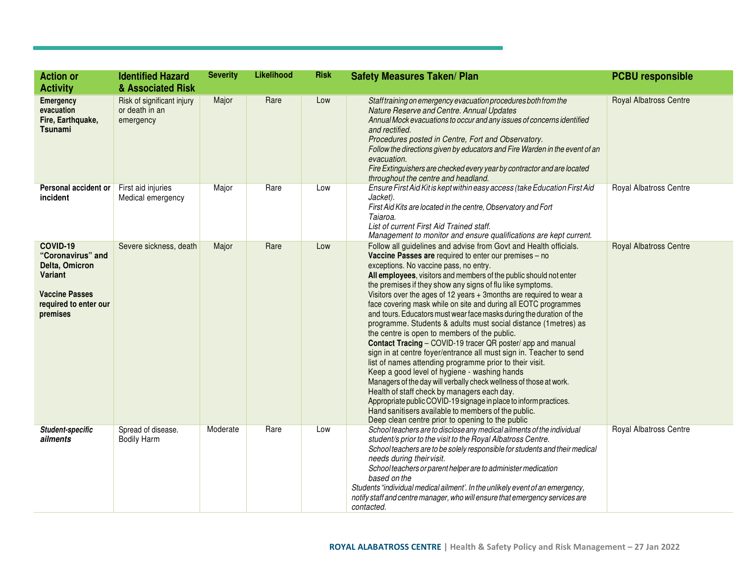| Action or Activity | Identified Hazard & Associated Risk | Severity | Likelihood | Risk | Safety Measures Taken/ Plan | PCBU responsible |
|---|---|---|---|---|---|---|
| **Emergency evacuation Fire, Earthquake, Tsunami** | Risk of significant injury or death in an emergency | Major | Rare | Low | *Staff training on emergency evacuation procedures both from the Nature Reserve and Centre. Annual Updates*<br>*Annual Mock evacuations to occur and any issues of concerns identified and rectified.*<br>*Procedures posted in Centre, Fort and Observatory.*<br>*Follow the directions given by educators and Fire Warden in the event of an evacuation.*<br>*Fire Extinguishers are checked every year by contractor and are located throughout the centre and headland.* | Royal Albatross Centre |
| **Personal accident or incident** | First aid injuries<br>Medical emergency | Major | Rare | Low | *Ensure First Aid Kit is kept within easy access (take Education First Aid Jacket).*<br>*First Aid Kits are located in the centre, Observatory and Fort Taiaroa.*<br>*List of current First Aid Trained staff.*<br>*Management to monitor and ensure qualifications are kept current.* | Royal Albatross Centre |
| **COVID-19 "Coronavirus" and Delta, Omicron Variant**<br><br>**Vaccine Passes required to enter our premises** | Severe sickness, death | Major | Rare | Low | Follow all guidelines and advise from Govt and Health officials.<br>**Vaccine Passes are** required to enter our premises – no exceptions. No vaccine pass, no entry.<br>**All employees**, visitors and members of the public should not enter the premises if they show any signs of flu like symptoms.<br>Visitors over the ages of 12 years + 3months are required to wear a face covering mask while on site and during all EOTC programmes and tours. Educators must wear face masks during the duration of the programme. Students & adults must social distance (1metres) as the centre is open to members of the public.<br>**Contact Tracing** – COVID-19 tracer QR poster/ app and manual sign in at centre foyer/entrance all must sign in. Teacher to send list of names attending programme prior to their visit.<br>Keep a good level of hygiene - washing hands<br>Managers of the day will verbally check wellness of those at work.<br>Health of staff check by managers each day.<br>Appropriate public COVID-19 signage in place to inform practices.<br>Hand sanitisers available to members of the public.<br>Deep clean centre prior to opening to the public | Royal Albatross Centre |
| ***Student-specific ailments*** | Spread of disease.<br>Bodily Harm | Moderate | Rare | Low | *School teachers are to disclose any medical ailments of the individual student/s prior to the visit to the Royal Albatross Centre.*<br>*School teachers are to be solely responsible for students and their medical needs during their visit.*<br>*School teachers or parent helper are to administer medication based on the Students "individual medical ailment'. In the unlikely event of an emergency, notify staff and centre manager, who will ensure that emergency services are contacted.* | Royal Albatross Centre |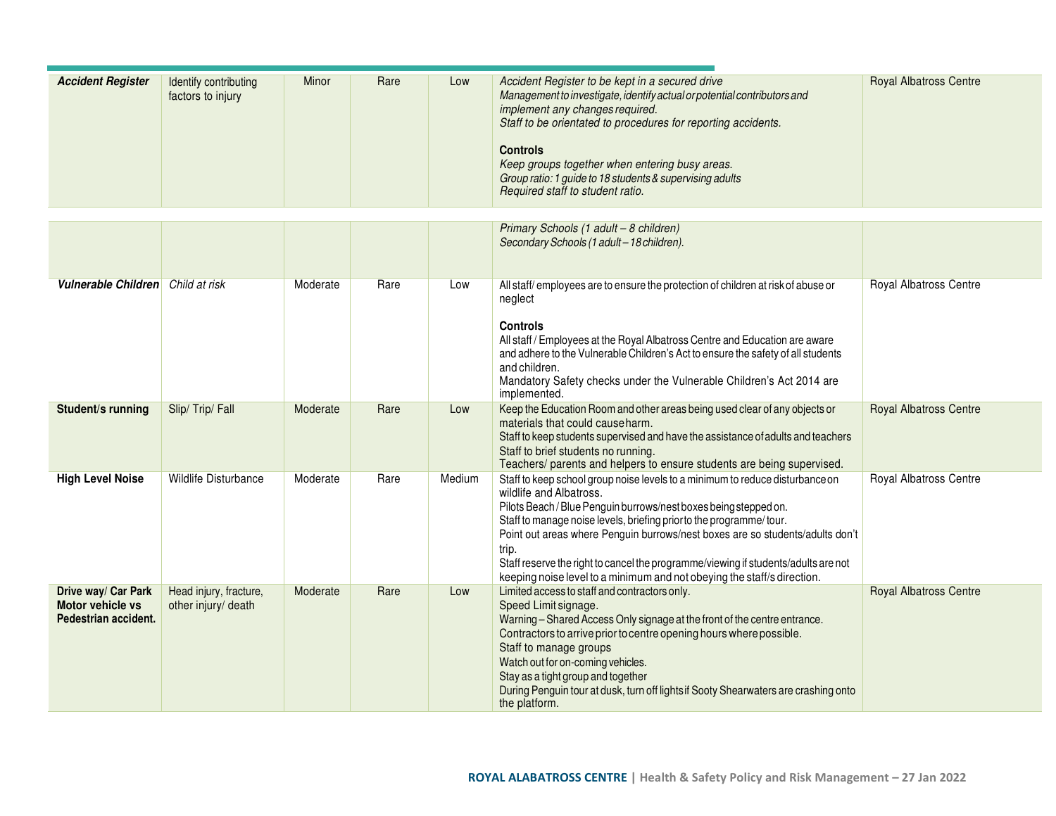| | | | | | | |
|---|---|---|---|---|---|---|
| ***Accident Register*** | Identify contributing factors to injury | Minor | Rare | Low | *Accident Register to be kept in a secured drive*<br>*Management to investigate, identify actual or potential contributors and implement any changes required.*<br>*Staff to be orientated to procedures for reporting accidents.*<br><br>**Controls**<br>*Keep groups together when entering busy areas.*<br>*Group ratio: 1 guide to 18 students & supervising adults*<br>*Required staff to student ratio.* | Royal Albatross Centre |
| | | | | | *Primary Schools (1 adult – 8 children)*<br>*Secondary Schools (1 adult – 18 children).* | |
| ***Vulnerable Children*** | *Child at risk* | Moderate | Rare | Low | All staff/ employees are to ensure the protection of children at risk of abuse or neglect<br><br>**Controls**<br>All staff / Employees at the Royal Albatross Centre and Education are aware and adhere to the Vulnerable Children's Act to ensure the safety of all students and children.<br>Mandatory Safety checks under the Vulnerable Children's Act 2014 are implemented. | Royal Albatross Centre |
| **Student/s running** | Slip/ Trip/ Fall | Moderate | Rare | Low | Keep the Education Room and other areas being used clear of any objects or materials that could cause harm.<br>Staff to keep students supervised and have the assistance of adults and teachers<br>Staff to brief students no running.<br>Teachers/ parents and helpers to ensure students are being supervised. | Royal Albatross Centre |
| **High Level Noise** | Wildlife Disturbance | Moderate | Rare | Medium | Staff to keep school group noise levels to a minimum to reduce disturbance on wildlife and Albatross.<br>Pilots Beach / Blue Penguin burrows/nest boxes being stepped on.<br>Staff to manage noise levels, briefing prior to the programme/ tour.<br>Point out areas where Penguin burrows/nest boxes are so students/adults don't trip.<br>Staff reserve the right to cancel the programme/viewing if students/adults are not keeping noise level to a minimum and not obeying the staff/s direction. | Royal Albatross Centre |
| **Drive way/ Car Park Motor vehicle vs Pedestrian accident.** | Head injury, fracture, other injury/ death | Moderate | Rare | Low | Limited access to staff and contractors only.<br>Speed Limit signage.<br>Warning – Shared Access Only signage at the front of the centre entrance.<br>Contractors to arrive prior to centre opening hours where possible.<br>Staff to manage groups<br>Watch out for on-coming vehicles.<br>Stay as a tight group and together<br>During Penguin tour at dusk, turn off lights if Sooty Shearwaters are crashing onto the platform. | Royal Albatross Centre |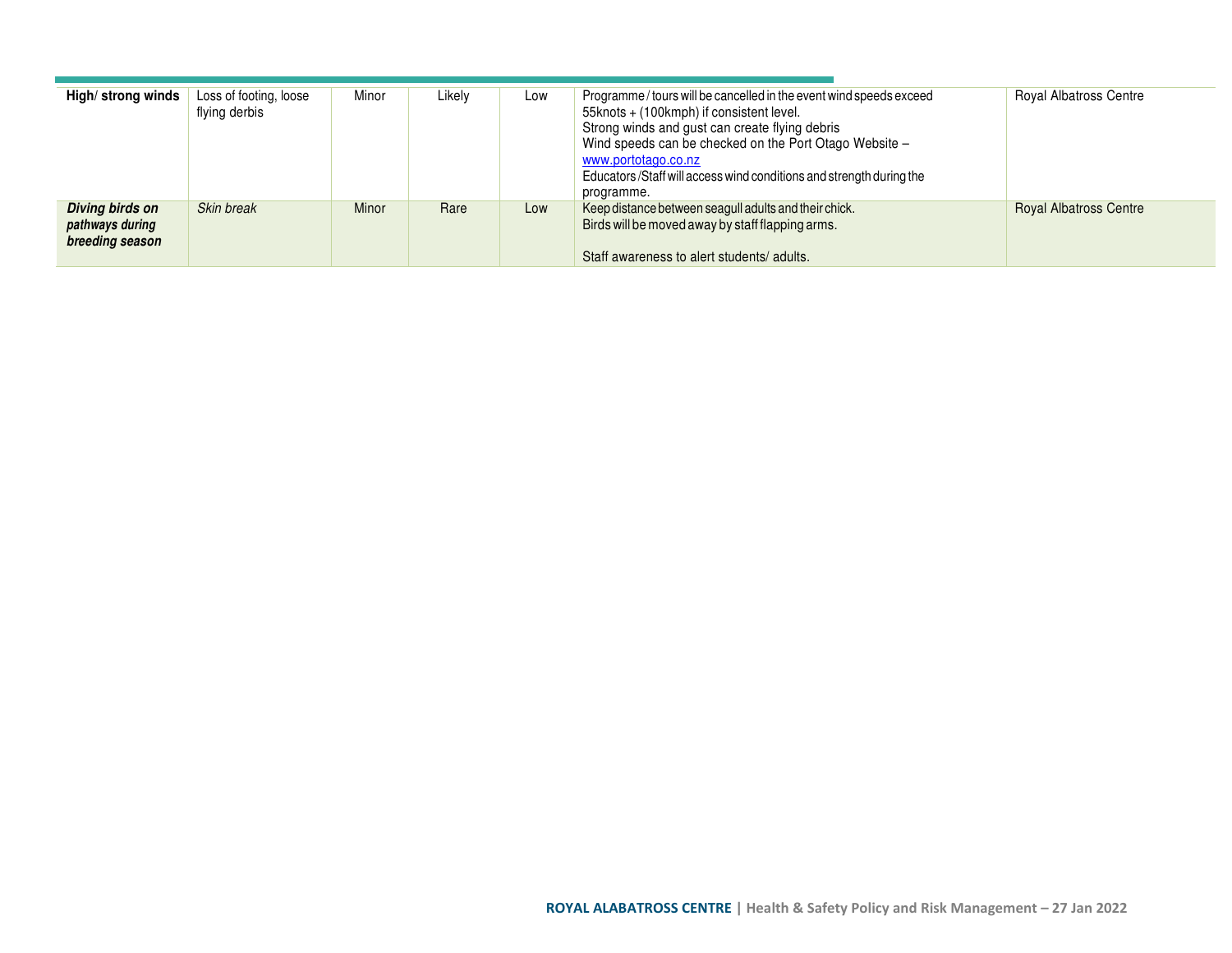| | | | | | | |
|---|---|---|---|---|---|---|
| **High/ strong winds** | Loss of footing, loose flying derbis | Minor | Likely | Low | Programme / tours will be cancelled in the event wind speeds exceed 55knots + (100kmph) if consistent level.<br>Strong winds and gust can create flying debris<br>Wind speeds can be checked on the Port Otago Website – www.portotago.co.nz<br>Educators /Staff will access wind conditions and strength during the programme. | Royal Albatross Centre |
| ***Diving birds on pathways during breeding season*** | *Skin break* | Minor | Rare | Low | Keep distance between seagull adults and their chick.<br>Birds will be moved away by staff flapping arms.<br><br>Staff awareness to alert students/ adults. | Royal Albatross Centre |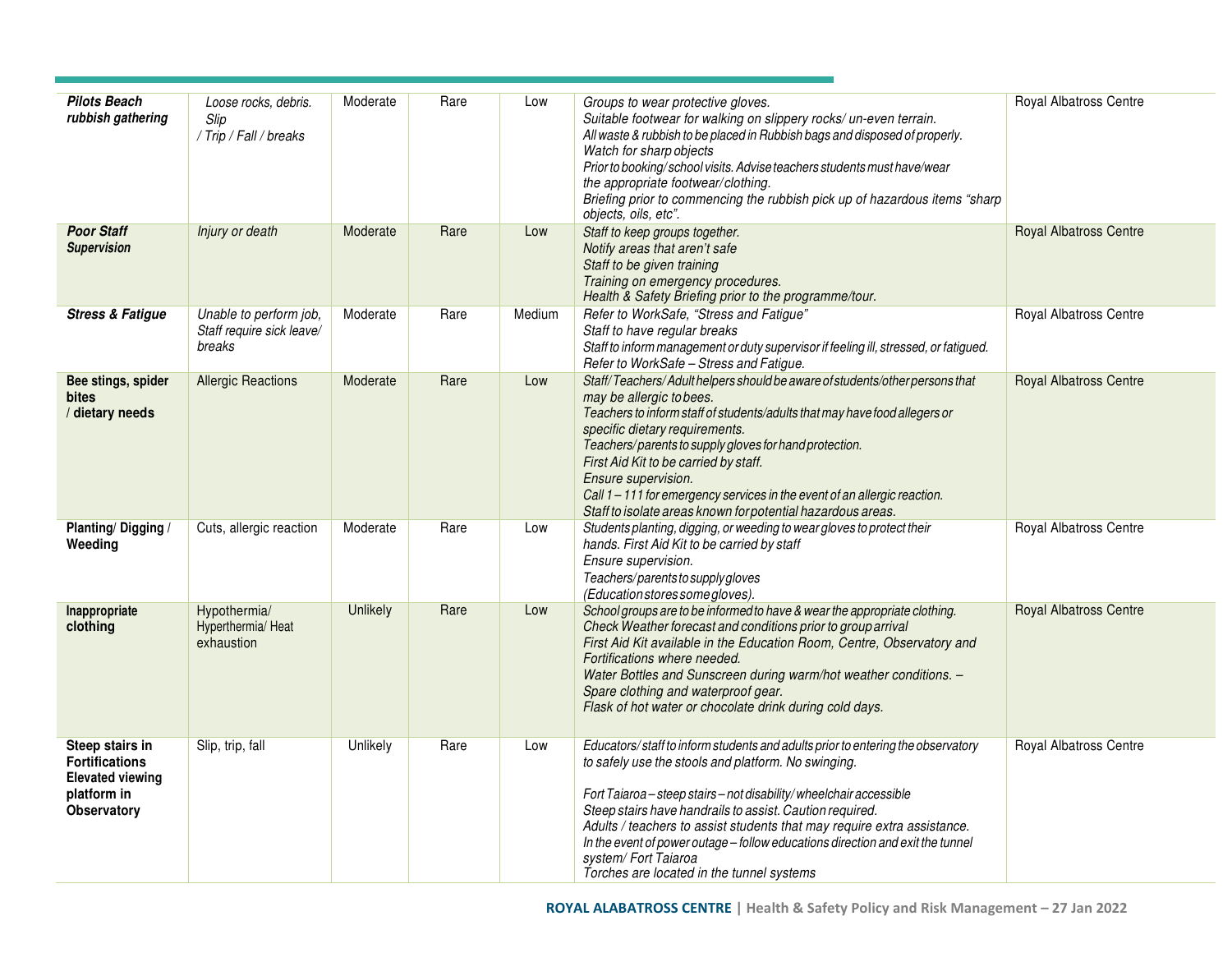| | | | | | | |
|---|---|---|---|---|---|---|
| ***Pilots Beach rubbish gathering*** | *Loose rocks, debris. Slip / Trip / Fall / breaks* | Moderate | Rare | Low | *Groups to wear protective gloves.*<br>*Suitable footwear for walking on slippery rocks/ un-even terrain.*<br>*All waste & rubbish to be placed in Rubbish bags and disposed of properly.*<br>*Watch for sharp objects*<br>*Prior to booking/ school visits. Advise teachers students must have/wear the appropriate footwear/clothing.*<br>*Briefing prior to commencing the rubbish pick up of hazardous items "sharp objects, oils, etc".* | Royal Albatross Centre |
| ***Poor Staff Supervision*** | *Injury or death* | Moderate | Rare | Low | *Staff to keep groups together.*<br>*Notify areas that aren't safe*<br>*Staff to be given training*<br>*Training on emergency procedures.*<br>*Health & Safety Briefing prior to the programme/tour.* | Royal Albatross Centre |
| ***Stress & Fatigue*** | *Unable to perform job, Staff require sick leave/ breaks* | Moderate | Rare | Medium | *Refer to WorkSafe, "Stress and Fatigue"*<br>*Staff to have regular breaks*<br>*Staff to inform management or duty supervisor if feeling ill, stressed, or fatigued.*<br>*Refer to WorkSafe – Stress and Fatigue.* | Royal Albatross Centre |
| **Bee stings, spider bites / dietary needs** | Allergic Reactions | Moderate | Rare | Low | *Staff/ Teachers/ Adult helpers should be aware of students/other persons that may be allergic to bees.*<br>*Teachers to inform staff of students/adults that may have food allegers or specific dietary requirements.*<br>*Teachers/ parents to supply gloves for hand protection.*<br>*First Aid Kit to be carried by staff.*<br>*Ensure supervision.*<br>*Call 1 – 111 for emergency services in the event of an allergic reaction.*<br>*Staff to isolate areas known for potential hazardous areas.* | Royal Albatross Centre |
| **Planting/ Digging / Weeding** | Cuts, allergic reaction | Moderate | Rare | Low | *Students planting, digging, or weeding to wear gloves to protect their hands. First Aid Kit to be carried by staff*<br>*Ensure supervision.*<br>*Teachers/ parents to supply gloves (Education stores some gloves).* | Royal Albatross Centre |
| **Inappropriate clothing** | Hypothermia/ Hyperthermia/ Heat exhaustion | Unlikely | Rare | Low | *School groups are to be informed to have & wear the appropriate clothing.*<br>*Check Weather forecast and conditions prior to group arrival*<br>*First Aid Kit available in the Education Room, Centre, Observatory and Fortifications where needed.*<br>*Water Bottles and Sunscreen during warm/hot weather conditions. – Spare clothing and waterproof gear.*<br>*Flask of hot water or chocolate drink during cold days.* | Royal Albatross Centre |
| **Steep stairs in Fortifications Elevated viewing platform in Observatory** | Slip, trip, fall | Unlikely | Rare | Low | *Educators/ staff to inform students and adults prior to entering the observatory to safely use the stools and platform. No swinging.*<br><br>*Fort Taiaroa – steep stairs – not disability/ wheelchair accessible*<br>*Steep stairs have handrails to assist. Caution required.*<br>*Adults / teachers to assist students that may require extra assistance.*<br>*In the event of power outage – follow educations direction and exit the tunnel system/ Fort Taiaroa*<br>*Torches are located in the tunnel systems* | Royal Albatross Centre |